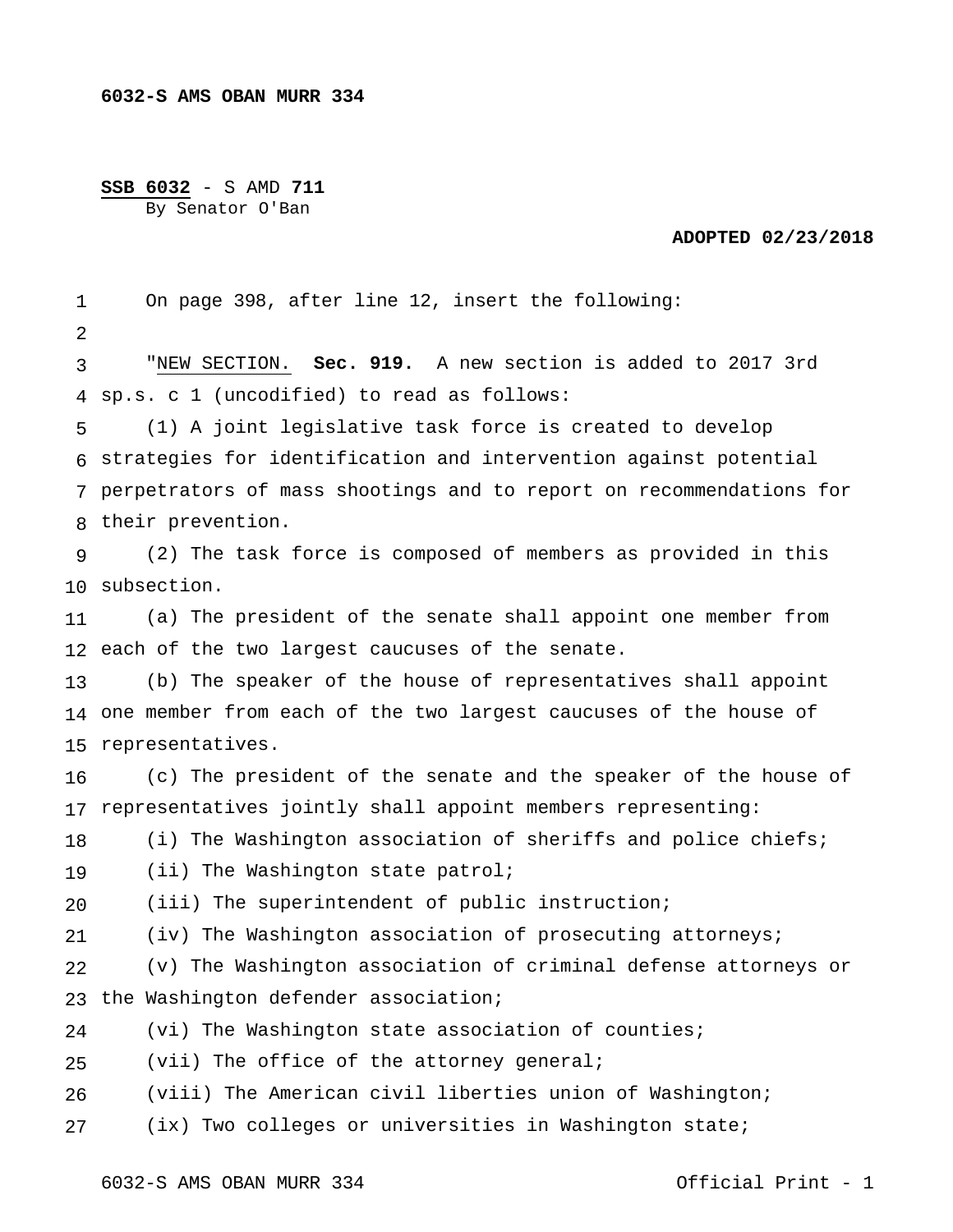**6032-S AMS OBAN MURR 334**

**SSB 6032** - S AMD **711**
By Senator O'Ban

**ADOPTED 02/23/2018**

On page 398, after line 12, insert the following:

"NEW SECTION. **Sec. 919.** A new section is added to 2017 3rd sp.s. c 1 (uncodified) to read as follows:

(1) A joint legislative task force is created to develop strategies for identification and intervention against potential perpetrators of mass shootings and to report on recommendations for their prevention.

(2) The task force is composed of members as provided in this subsection.

(a) The president of the senate shall appoint one member from each of the two largest caucuses of the senate.

(b) The speaker of the house of representatives shall appoint one member from each of the two largest caucuses of the house of representatives.

(c) The president of the senate and the speaker of the house of representatives jointly shall appoint members representing:

(i) The Washington association of sheriffs and police chiefs;

(ii) The Washington state patrol;

(iii) The superintendent of public instruction;

(iv) The Washington association of prosecuting attorneys;

(v) The Washington association of criminal defense attorneys or the Washington defender association;

(vi) The Washington state association of counties;

(vii) The office of the attorney general;

(viii) The American civil liberties union of Washington;

(ix) Two colleges or universities in Washington state;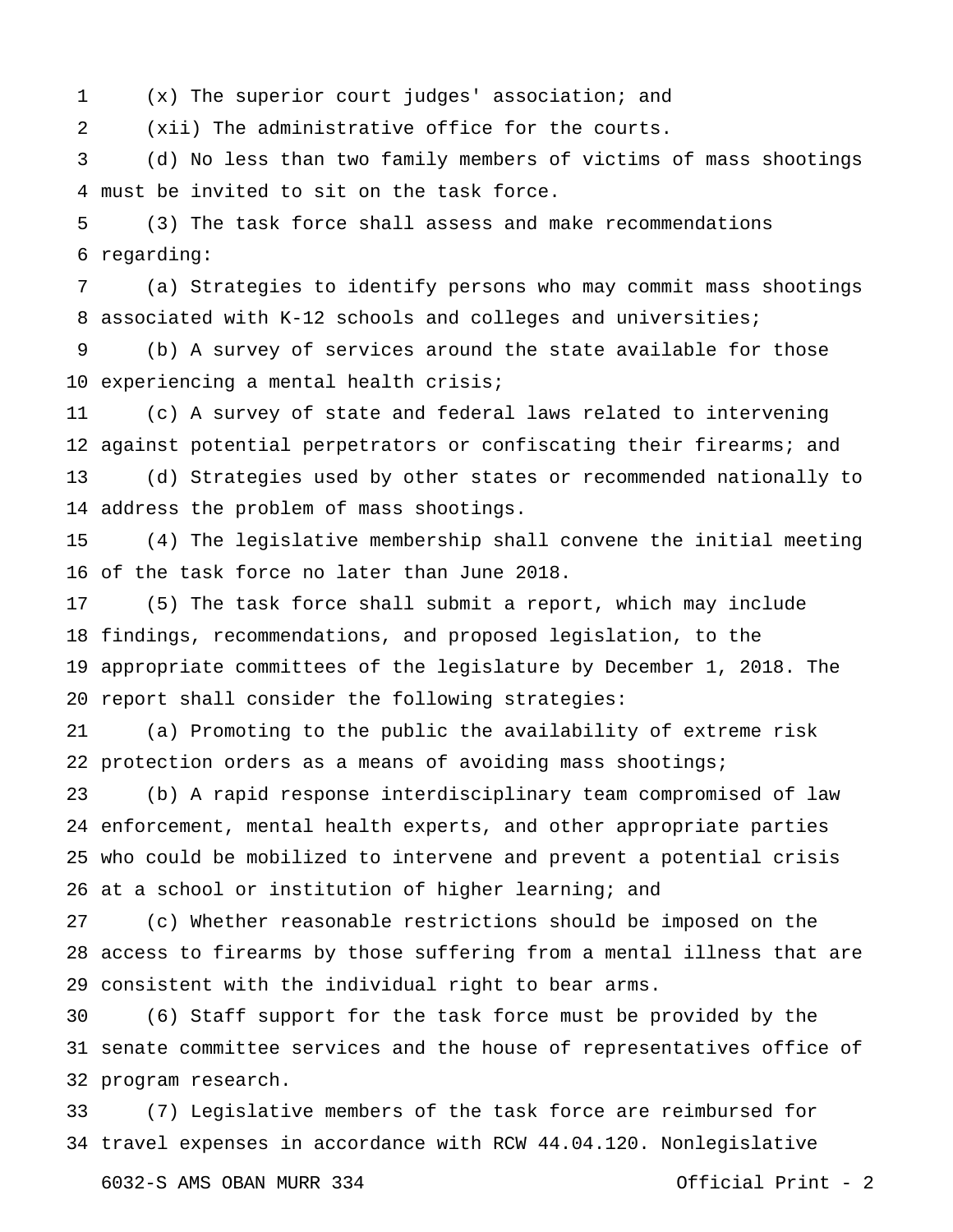(x) The superior court judges' association; and

(xii) The administrative office for the courts.

(d) No less than two family members of victims of mass shootings must be invited to sit on the task force.

(3) The task force shall assess and make recommendations regarding:

(a) Strategies to identify persons who may commit mass shootings associated with K-12 schools and colleges and universities;

(b) A survey of services around the state available for those experiencing a mental health crisis;

(c) A survey of state and federal laws related to intervening against potential perpetrators or confiscating their firearms; and

(d) Strategies used by other states or recommended nationally to address the problem of mass shootings.

(4) The legislative membership shall convene the initial meeting of the task force no later than June 2018.

(5) The task force shall submit a report, which may include findings, recommendations, and proposed legislation, to the appropriate committees of the legislature by December 1, 2018. The report shall consider the following strategies:

(a) Promoting to the public the availability of extreme risk protection orders as a means of avoiding mass shootings;

(b) A rapid response interdisciplinary team compromised of law enforcement, mental health experts, and other appropriate parties who could be mobilized to intervene and prevent a potential crisis at a school or institution of higher learning; and

(c) Whether reasonable restrictions should be imposed on the access to firearms by those suffering from a mental illness that are consistent with the individual right to bear arms.

(6) Staff support for the task force must be provided by the senate committee services and the house of representatives office of program research.

(7) Legislative members of the task force are reimbursed for travel expenses in accordance with RCW 44.04.120. Nonlegislative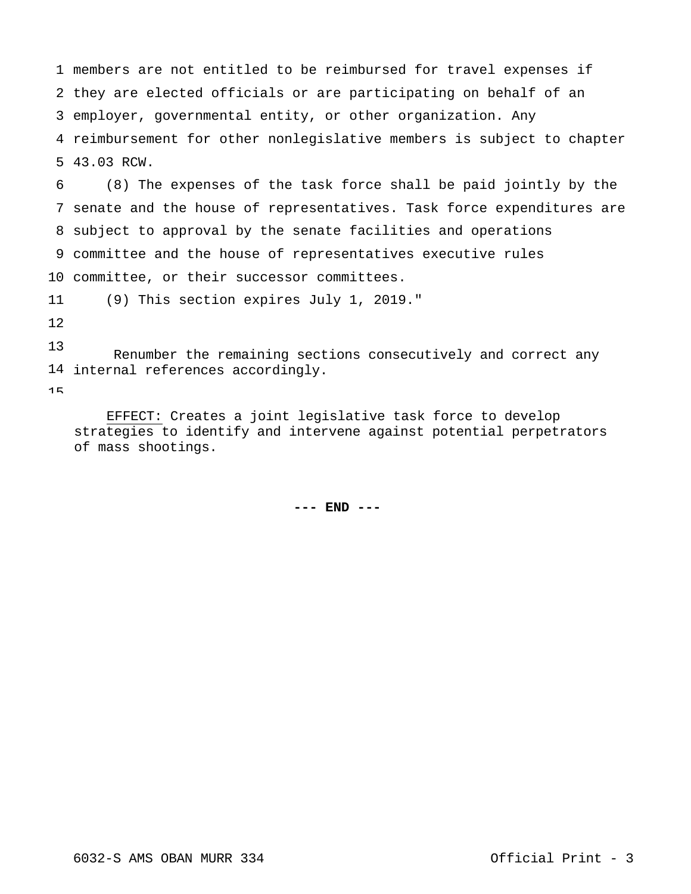members are not entitled to be reimbursed for travel expenses if they are elected officials or are participating on behalf of an employer, governmental entity, or other organization. Any reimbursement for other nonlegislative members is subject to chapter 43.03 RCW.

(8) The expenses of the task force shall be paid jointly by the senate and the house of representatives. Task force expenditures are subject to approval by the senate facilities and operations committee and the house of representatives executive rules committee, or their successor committees.

(9) This section expires July 1, 2019."

Renumber the remaining sections consecutively and correct any internal references accordingly.

EFFECT: Creates a joint legislative task force to develop strategies to identify and intervene against potential perpetrators of mass shootings.

**--- END ---**